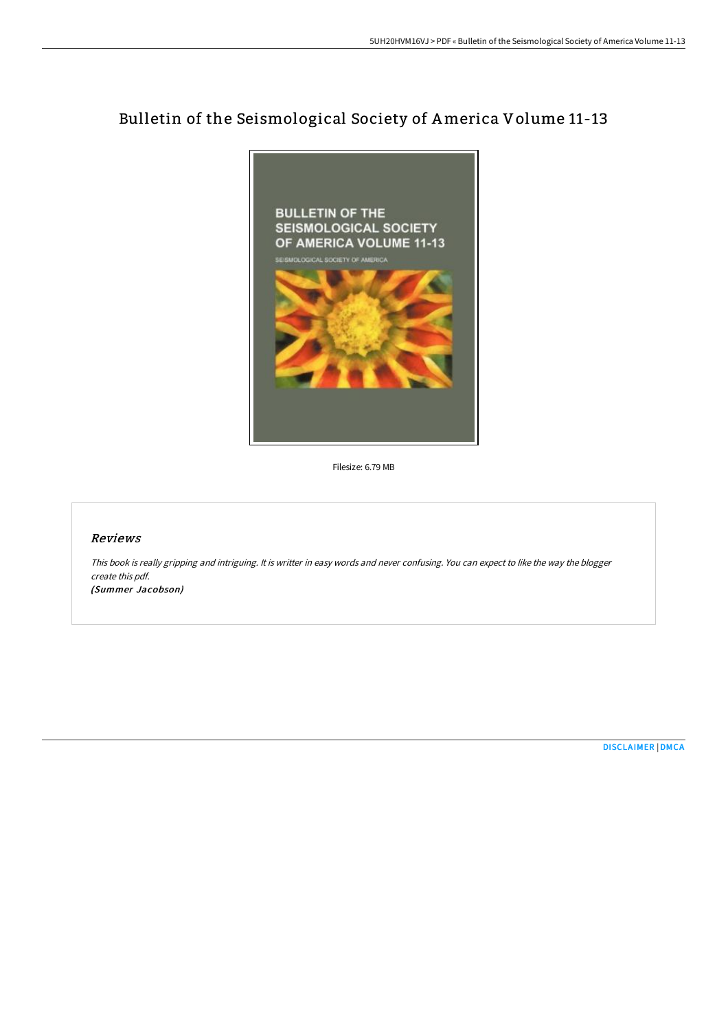# Bulletin of the Seismological Society of America Volume 11-13

Filesize: 6.79 MB

## *Reviews*

*This book is really gripping and intriguing. It is writter in easy words and never confusing. You can expect to like the way the blogger create this pdf.*

*(Summer Jacobson)*

DISCLAIMER | DMCA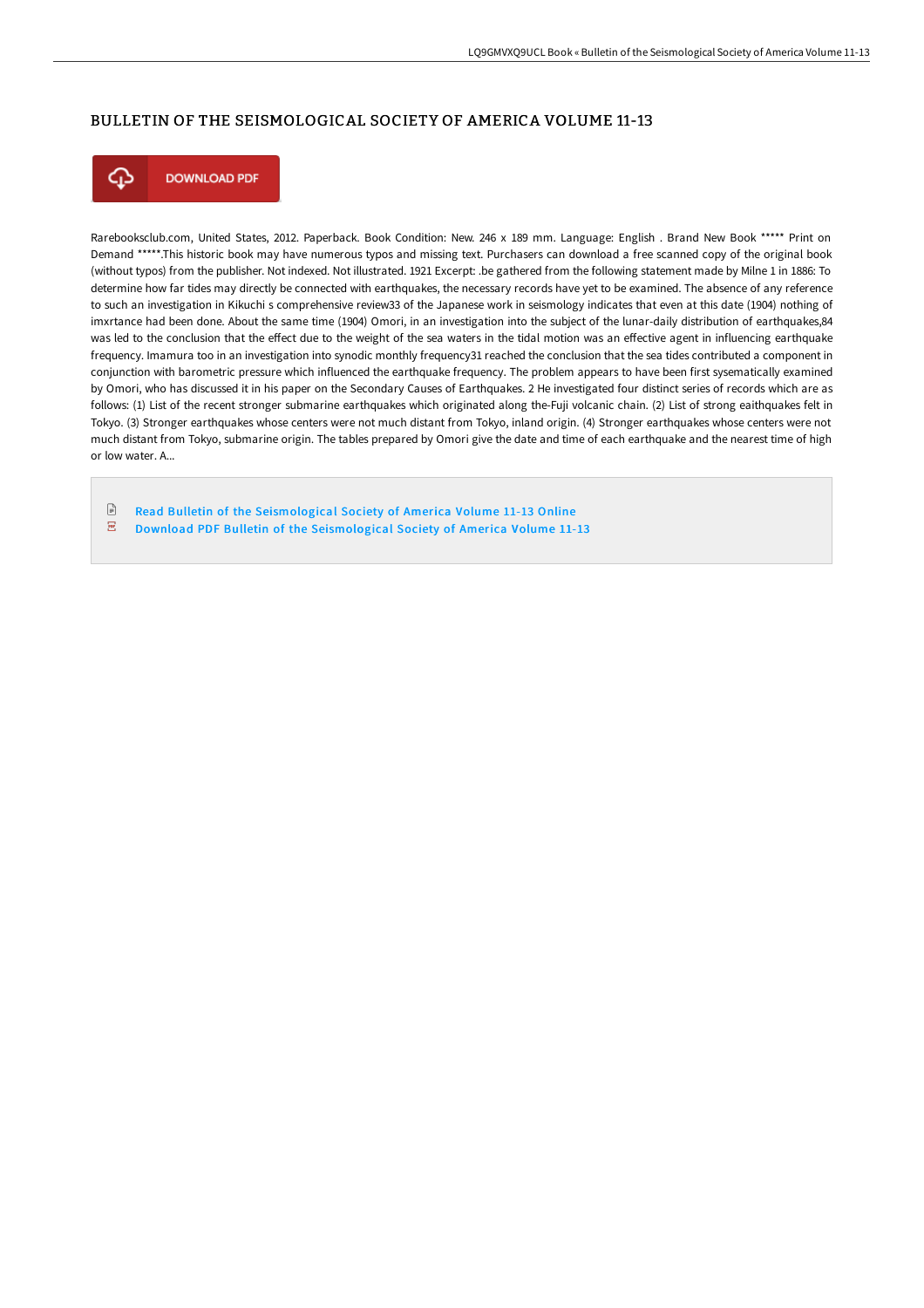## BULLETIN OF THE SEISMOLOGICAL SOCIETY OF AMERICA VOLUME 11-13

DOWNLOAD PDF

Rarebooksclub.com, United States, 2012. Paperback. Book Condition: New. 246 x 189 mm. Language: English . Brand New Book ***** Print on Demand *****.This historic book may have numerous typos and missing text. Purchasers can download a free scanned copy of the original book (without typos) from the publisher. Not indexed. Not illustrated. 1921 Excerpt: .be gathered from the following statement made by Milne 1 in 1886: To determine how far tides may directly be connected with earthquakes, the necessary records have yet to be examined. The absence of any reference to such an investigation in Kikuchi s comprehensive review33 of the Japanese work in seismology indicates that even at this date (1904) nothing of imxrtance had been done. About the same time (1904) Omori, in an investigation into the subject of the lunar-daily distribution of earthquakes,84 was led to the conclusion that the effect due to the weight of the sea waters in the tidal motion was an effective agent in influencing earthquake frequency. Imamura too in an investigation into synodic monthly frequency31 reached the conclusion that the sea tides contributed a component in conjunction with barometric pressure which influenced the earthquake frequency. The problem appears to have been first sysematically examined by Omori, who has discussed it in his paper on the Secondary Causes of Earthquakes. 2 He investigated four distinct series of records which are as follows: (1) List of the recent stronger submarine earthquakes which originated along the-Fuji volcanic chain. (2) List of strong eaithquakes felt in Tokyo. (3) Stronger earthquakes whose centers were not much distant from Tokyo, inland origin. (4) Stronger earthquakes whose centers were not much distant from Tokyo, submarine origin. The tables prepared by Omori give the date and time of each earthquake and the nearest time of high or low water. A...

- Read Bulletin of the Seismological Society of America Volume 11-13 Online
- Download PDF Bulletin of the Seismological Society of America Volume 11-13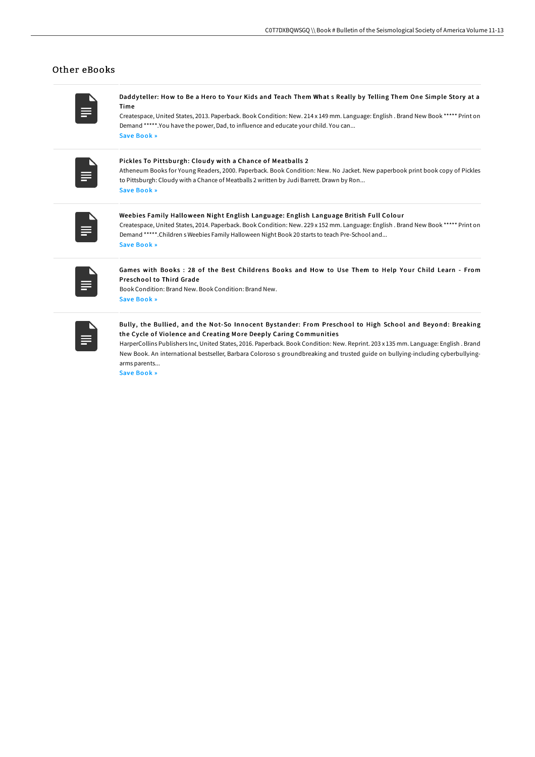## Other eBooks

**Daddyteller: How to Be a Hero to Your Kids and Teach Them What s Really by Telling Them One Simple Story at a Time**

Createspace, United States, 2013. Paperback. Book Condition: New. 214 x 149 mm. Language: English . Brand New Book ***** Print on Demand *****.You have the power, Dad, to influence and educate your child. You can...

Save Book »

**Pickles To Pittsburgh: Cloudy with a Chance of Meatballs 2**

Atheneum Books for Young Readers, 2000. Paperback. Book Condition: New. No Jacket. New paperbook print book copy of Pickles to Pittsburgh: Cloudy with a Chance of Meatballs 2 written by Judi Barrett. Drawn by Ron...

Save Book »

**Weebies Family Halloween Night English Language: English Language British Full Colour**

Createspace, United States, 2014. Paperback. Book Condition: New. 229 x 152 mm. Language: English . Brand New Book ***** Print on Demand *****.Children s Weebies Family Halloween Night Book 20 starts to teach Pre-School and...

Save Book »

**Games with Books : 28 of the Best Childrens Books and How to Use Them to Help Your Child Learn - From Preschool to Third Grade**

Book Condition: Brand New. Book Condition: Brand New.

Save Book »

**Bully, the Bullied, and the Not-So Innocent Bystander: From Preschool to High School and Beyond: Breaking the Cycle of Violence and Creating More Deeply Caring Communities**

HarperCollins Publishers Inc, United States, 2016. Paperback. Book Condition: New. Reprint. 203 x 135 mm. Language: English . Brand New Book. An international bestseller, Barbara Coloroso s groundbreaking and trusted guide on bullying-including cyberbullying-arms parents...

Save Book »